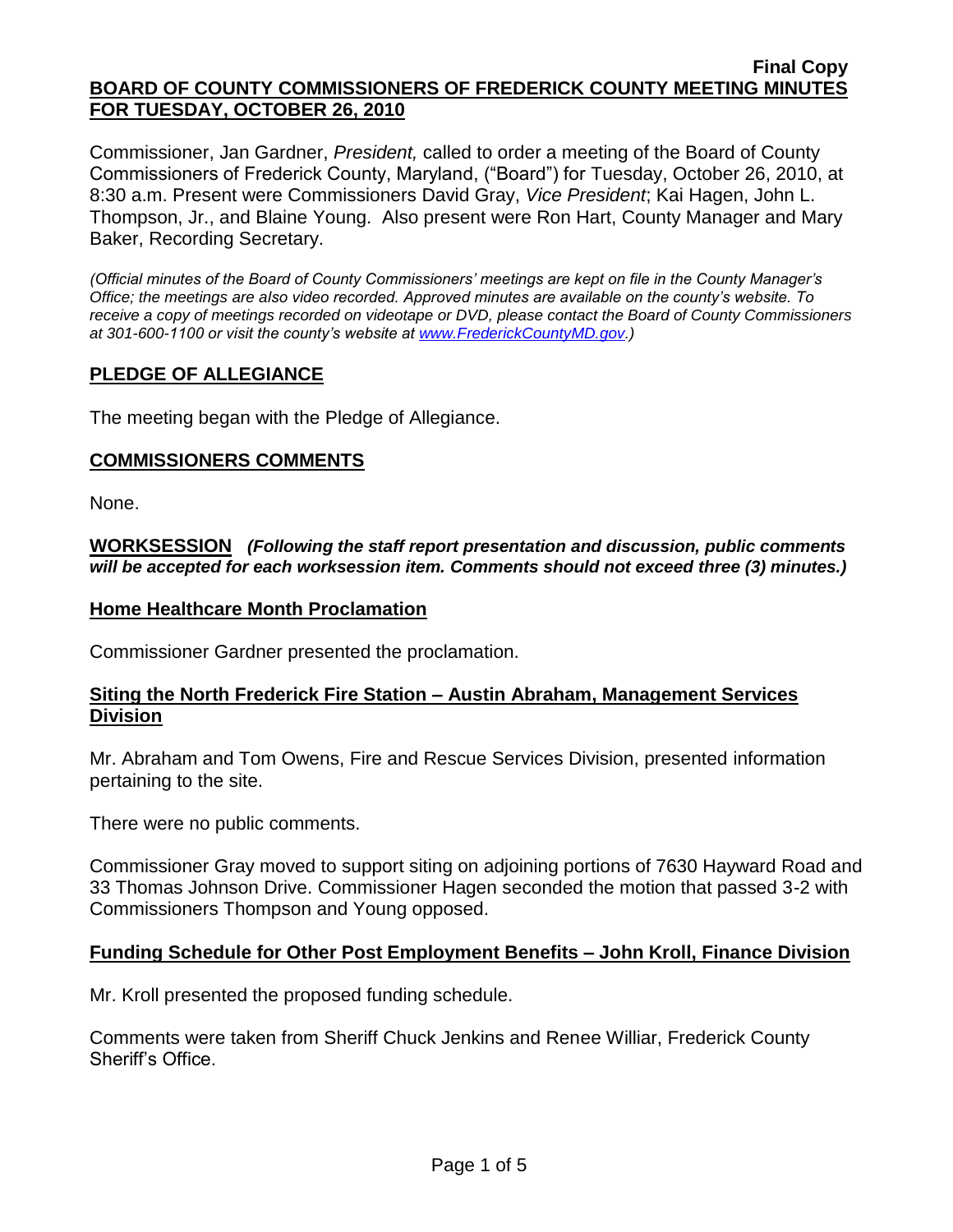**Final Copy**

# BOARD OF COUNTY COMMISSIONERS OF FREDERICK COUNTY MEETING MINUTES FOR TUESDAY, OCTOBER 26, 2010

Commissioner, Jan Gardner, *President,* called to order a meeting of the Board of County Commissioners of Frederick County, Maryland, ("Board") for Tuesday, October 26, 2010, at 8:30 a.m. Present were Commissioners David Gray, *Vice President*; Kai Hagen, John L. Thompson, Jr., and Blaine Young. Also present were Ron Hart, County Manager and Mary Baker, Recording Secretary.

*(Official minutes of the Board of County Commissioners' meetings are kept on file in the County Manager's Office; the meetings are also video recorded. Approved minutes are available on the county's website. To receive a copy of meetings recorded on videotape or DVD, please contact the Board of County Commissioners at 301-600-1100 or visit the county's website at www.FrederickCountyMD.gov.)*

## PLEDGE OF ALLEGIANCE

The meeting began with the Pledge of Allegiance.

## COMMISSIONERS COMMENTS

None.

## WORKSESSION *(Following the staff report presentation and discussion, public comments will be accepted for each worksession item. Comments should not exceed three (3) minutes.)*

### Home Healthcare Month Proclamation

Commissioner Gardner presented the proclamation.

### Siting the North Frederick Fire Station – Austin Abraham, Management Services Division

Mr. Abraham and Tom Owens, Fire and Rescue Services Division, presented information pertaining to the site.

There were no public comments.

Commissioner Gray moved to support siting on adjoining portions of 7630 Hayward Road and 33 Thomas Johnson Drive. Commissioner Hagen seconded the motion that passed 3-2 with Commissioners Thompson and Young opposed.

### Funding Schedule for Other Post Employment Benefits – John Kroll, Finance Division

Mr. Kroll presented the proposed funding schedule.

Comments were taken from Sheriff Chuck Jenkins and Renee Williar, Frederick County Sheriff's Office.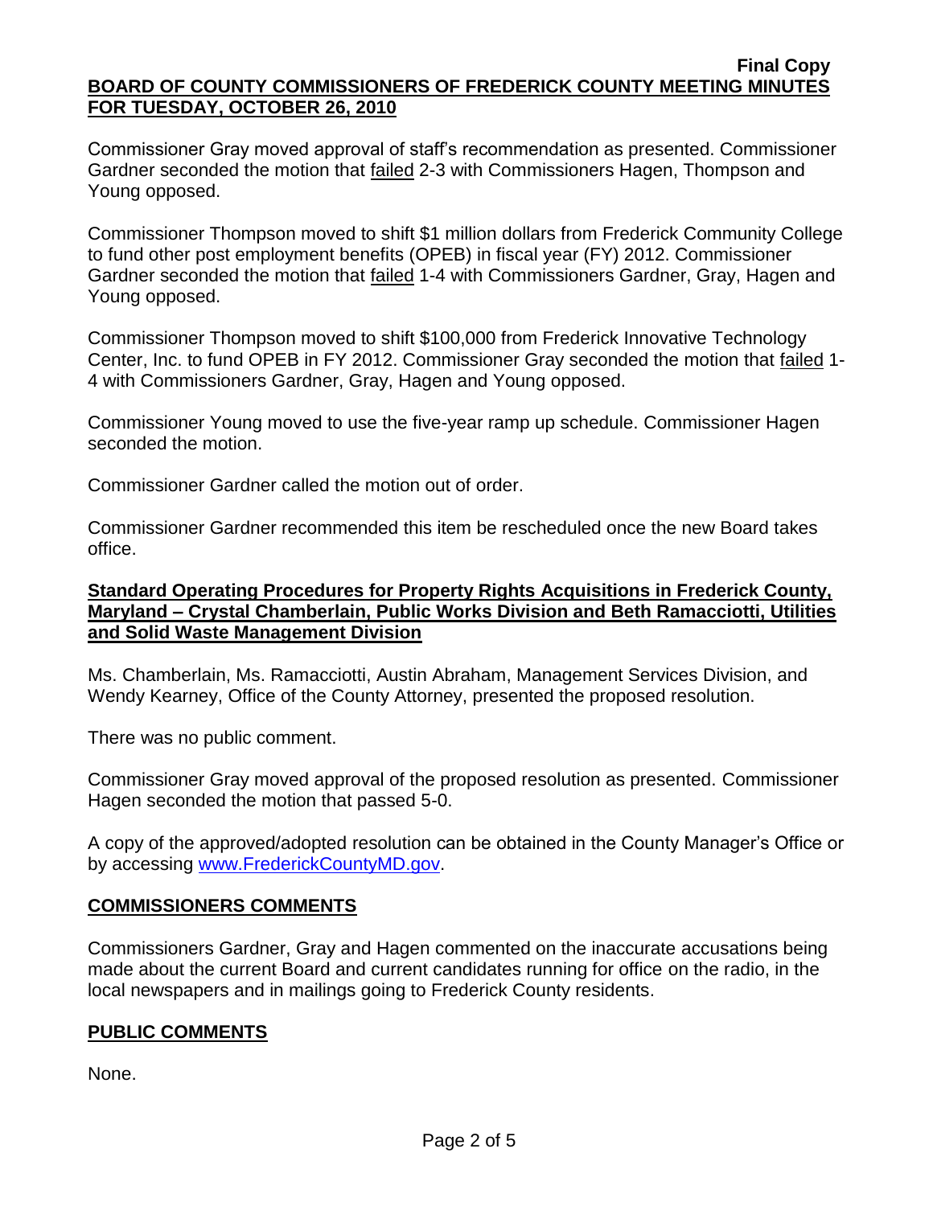Commissioner Gray moved approval of staff's recommendation as presented. Commissioner Gardner seconded the motion that failed 2-3 with Commissioners Hagen, Thompson and Young opposed.

Commissioner Thompson moved to shift $1 million dollars from Frederick Community College to fund other post employment benefits (OPEB) in fiscal year (FY) 2012. Commissioner Gardner seconded the motion that failed 1-4 with Commissioners Gardner, Gray, Hagen and Young opposed.

Commissioner Thompson moved to shift $100,000 from Frederick Innovative Technology Center, Inc. to fund OPEB in FY 2012. Commissioner Gray seconded the motion that failed 1-4 with Commissioners Gardner, Gray, Hagen and Young opposed.

Commissioner Young moved to use the five-year ramp up schedule. Commissioner Hagen seconded the motion.

Commissioner Gardner called the motion out of order.

Commissioner Gardner recommended this item be rescheduled once the new Board takes office.

**Standard Operating Procedures for Property Rights Acquisitions in Frederick County, Maryland – Crystal Chamberlain, Public Works Division and Beth Ramacciotti, Utilities and Solid Waste Management Division**

Ms. Chamberlain, Ms. Ramacciotti, Austin Abraham, Management Services Division, and Wendy Kearney, Office of the County Attorney, presented the proposed resolution.

There was no public comment.

Commissioner Gray moved approval of the proposed resolution as presented. Commissioner Hagen seconded the motion that passed 5-0.

A copy of the approved/adopted resolution can be obtained in the County Manager's Office or by accessing www.FrederickCountyMD.gov.

## COMMISSIONERS COMMENTS

Commissioners Gardner, Gray and Hagen commented on the inaccurate accusations being made about the current Board and current candidates running for office on the radio, in the local newspapers and in mailings going to Frederick County residents.

## PUBLIC COMMENTS

None.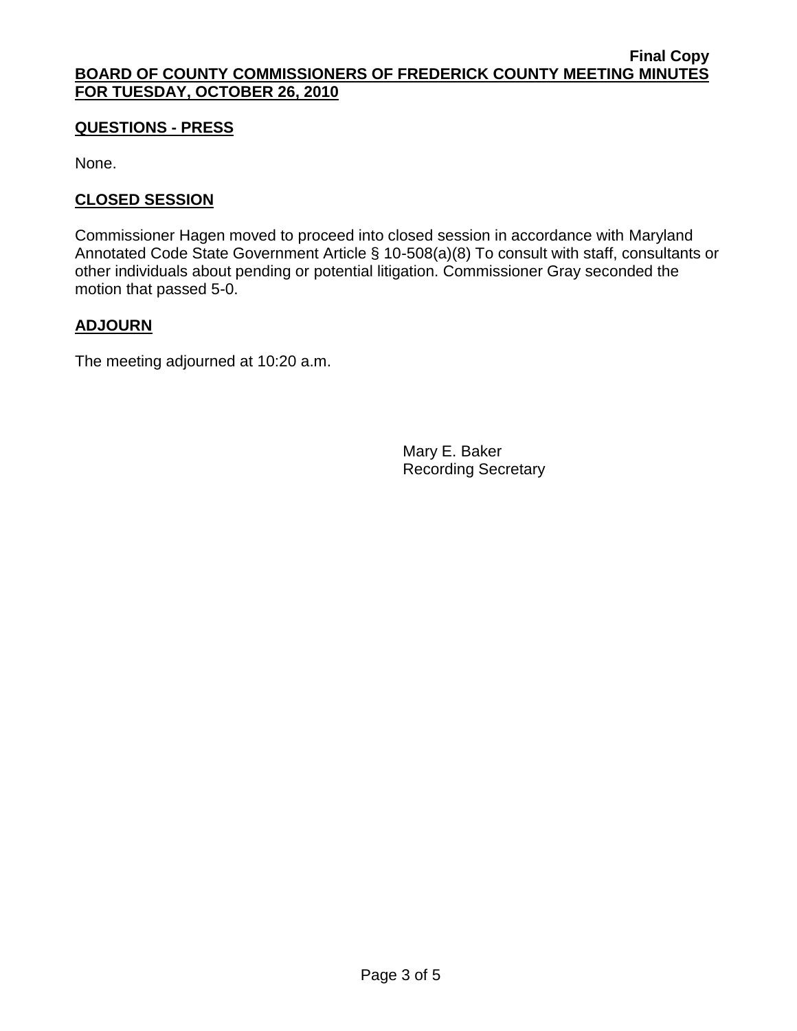## QUESTIONS - PRESS

None.

## CLOSED SESSION

Commissioner Hagen moved to proceed into closed session in accordance with Maryland Annotated Code State Government Article § 10-508(a)(8) To consult with staff, consultants or other individuals about pending or potential litigation. Commissioner Gray seconded the motion that passed 5-0.

## ADJOURN

The meeting adjourned at 10:20 a.m.

Mary E. Baker
Recording Secretary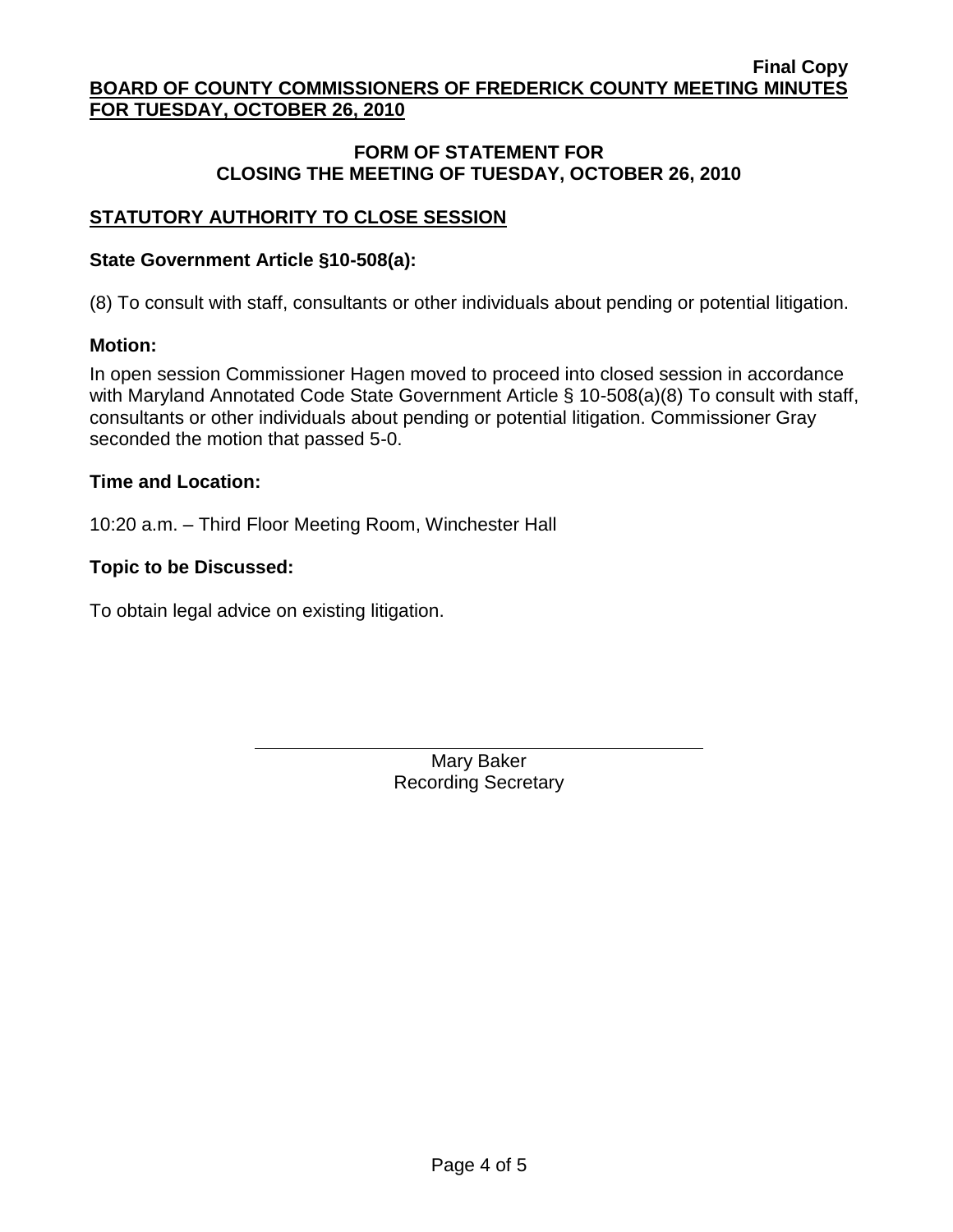**Final Copy**

**BOARD OF COUNTY COMMISSIONERS OF FREDERICK COUNTY MEETING MINUTES FOR TUESDAY, OCTOBER 26, 2010**

## FORM OF STATEMENT FOR CLOSING THE MEETING OF TUESDAY, OCTOBER 26, 2010

### STATUTORY AUTHORITY TO CLOSE SESSION

**State Government Article §10-508(a):**

(8) To consult with staff, consultants or other individuals about pending or potential litigation.

**Motion:**

In open session Commissioner Hagen moved to proceed into closed session in accordance with Maryland Annotated Code State Government Article § 10-508(a)(8) To consult with staff, consultants or other individuals about pending or potential litigation. Commissioner Gray seconded the motion that passed 5-0.

**Time and Location:**

10:20 a.m. – Third Floor Meeting Room, Winchester Hall

**Topic to be Discussed:**

To obtain legal advice on existing litigation.

Mary Baker
Recording Secretary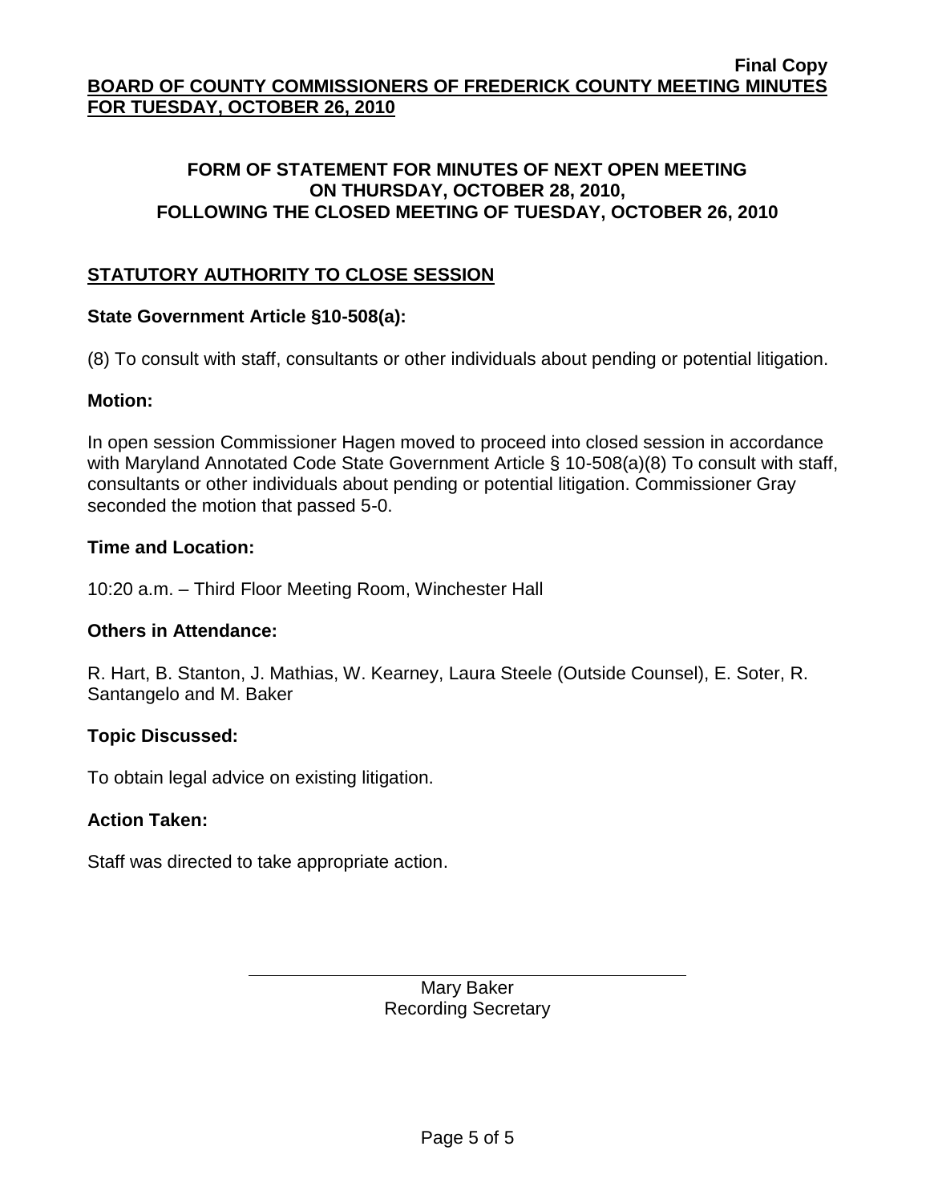## FORM OF STATEMENT FOR MINUTES OF NEXT OPEN MEETING ON THURSDAY, OCTOBER 28, 2010, FOLLOWING THE CLOSED MEETING OF TUESDAY, OCTOBER 26, 2010

### STATUTORY AUTHORITY TO CLOSE SESSION

**State Government Article §10-508(a):**

(8) To consult with staff, consultants or other individuals about pending or potential litigation.

**Motion:**

In open session Commissioner Hagen moved to proceed into closed session in accordance with Maryland Annotated Code State Government Article § 10-508(a)(8) To consult with staff, consultants or other individuals about pending or potential litigation. Commissioner Gray seconded the motion that passed 5-0.

**Time and Location:**

10:20 a.m. – Third Floor Meeting Room, Winchester Hall

**Others in Attendance:**

R. Hart, B. Stanton, J. Mathias, W. Kearney, Laura Steele (Outside Counsel), E. Soter, R. Santangelo and M. Baker

**Topic Discussed:**

To obtain legal advice on existing litigation.

**Action Taken:**

Staff was directed to take appropriate action.

Mary Baker
Recording Secretary